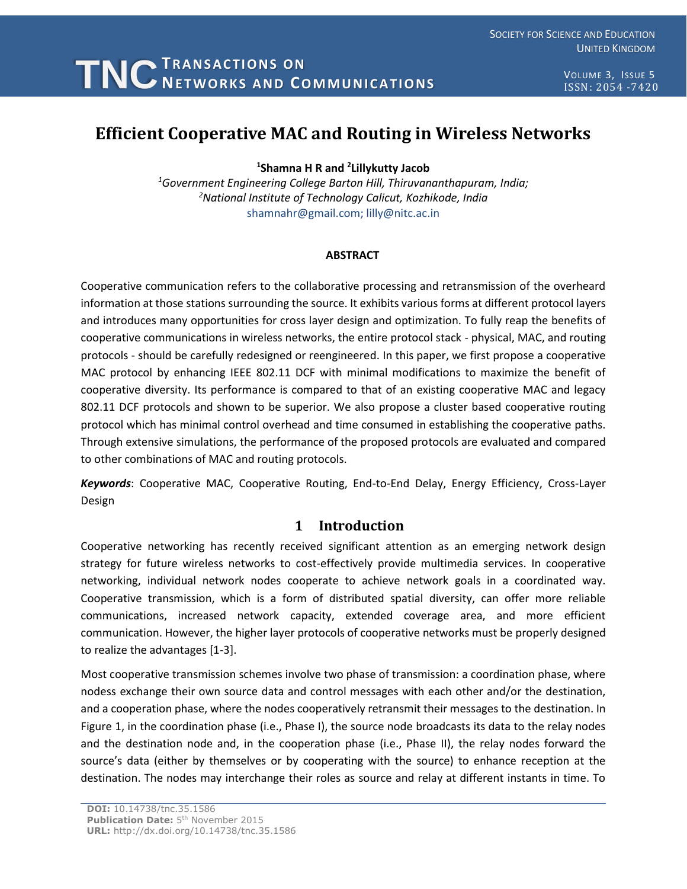# Efficient Cooperative MAC and Routing in Wireless Networks

**[1]Shamna H R and [2]Lillykutty Jacob**

*[1]Government Engineering College Barton Hill, Thiruvananthapuram, India;*
*[2]National Institute of Technology Calicut, Kozhikode, India*
shamnahr@gmail.com; lilly@nitc.ac.in

#### ABSTRACT

Cooperative communication refers to the collaborative processing and retransmission of the overheard information at those stations surrounding the source. It exhibits various forms at different protocol layers and introduces many opportunities for cross layer design and optimization. To fully reap the benefits of cooperative communications in wireless networks, the entire protocol stack - physical, MAC, and routing protocols - should be carefully redesigned or reengineered. In this paper, we first propose a cooperative MAC protocol by enhancing IEEE 802.11 DCF with minimal modifications to maximize the benefit of cooperative diversity. Its performance is compared to that of an existing cooperative MAC and legacy 802.11 DCF protocols and shown to be superior. We also propose a cluster based cooperative routing protocol which has minimal control overhead and time consumed in establishing the cooperative paths. Through extensive simulations, the performance of the proposed protocols are evaluated and compared to other combinations of MAC and routing protocols.

***Keywords***: Cooperative MAC, Cooperative Routing, End-to-End Delay, Energy Efficiency, Cross-Layer Design

## 1 Introduction

Cooperative networking has recently received significant attention as an emerging network design strategy for future wireless networks to cost-effectively provide multimedia services. In cooperative networking, individual network nodes cooperate to achieve network goals in a coordinated way. Cooperative transmission, which is a form of distributed spatial diversity, can offer more reliable communications, increased network capacity, extended coverage area, and more efficient communication. However, the higher layer protocols of cooperative networks must be properly designed to realize the advantages [1-3].

Most cooperative transmission schemes involve two phase of transmission: a coordination phase, where nodess exchange their own source data and control messages with each other and/or the destination, and a cooperation phase, where the nodes cooperatively retransmit their messages to the destination. In Figure 1, in the coordination phase (i.e., Phase I), the source node broadcasts its data to the relay nodes and the destination node and, in the cooperation phase (i.e., Phase II), the relay nodes forward the source's data (either by themselves or by cooperating with the source) to enhance reception at the destination. The nodes may interchange their roles as source and relay at different instants in time. To

**DOI:** 10.14738/tnc.35.1586
**Publication Date:** 5th November 2015
**URL:** http://dx.doi.org/10.14738/tnc.35.1586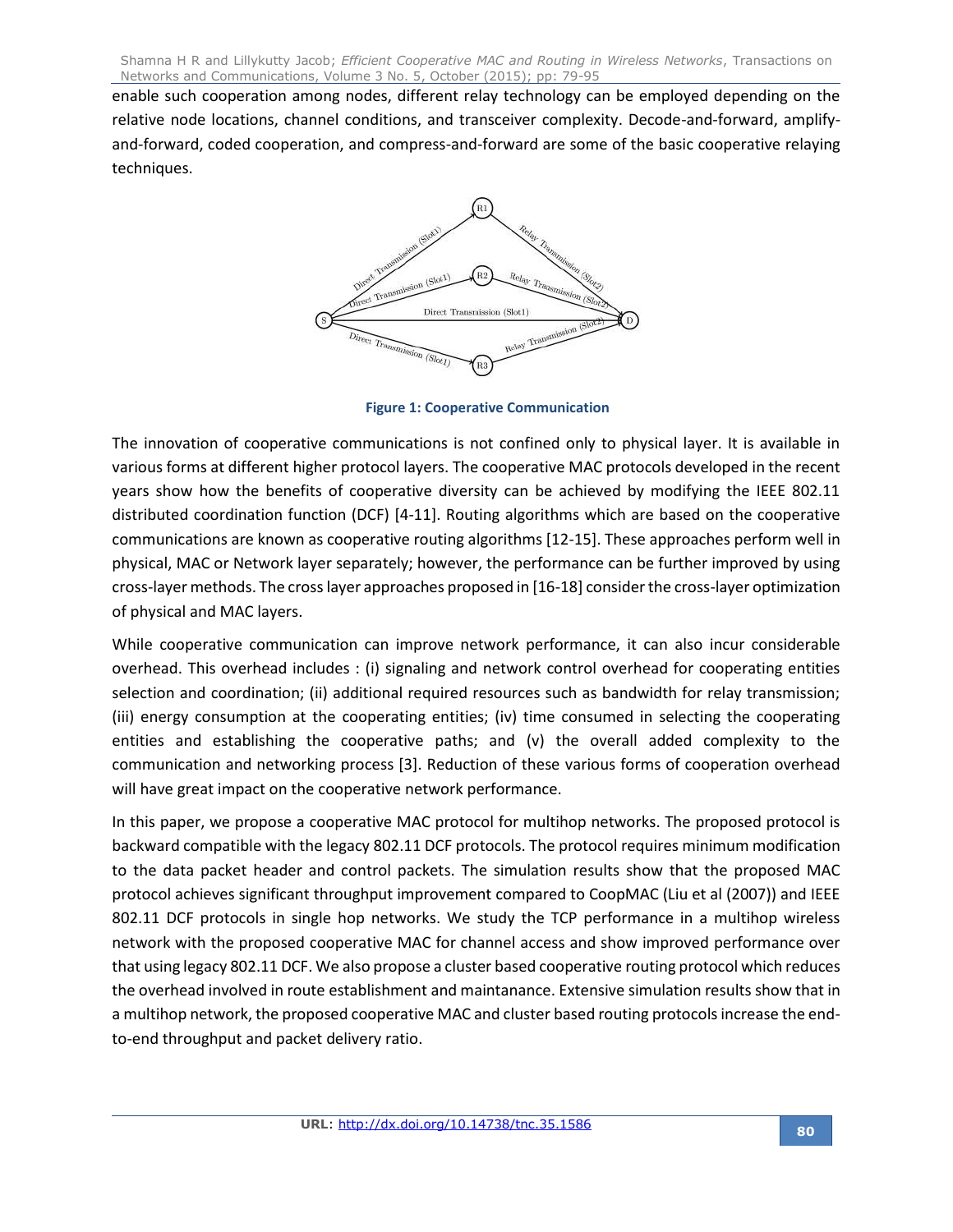enable such cooperation among nodes, different relay technology can be employed depending on the relative node locations, channel conditions, and transceiver complexity. Decode-and-forward, amplify-and-forward, coded cooperation, and compress-and-forward are some of the basic cooperative relaying techniques.

**Figure 1: Cooperative Communication**

The innovation of cooperative communications is not confined only to physical layer. It is available in various forms at different higher protocol layers. The cooperative MAC protocols developed in the recent years show how the benefits of cooperative diversity can be achieved by modifying the IEEE 802.11 distributed coordination function (DCF) [4-11]. Routing algorithms which are based on the cooperative communications are known as cooperative routing algorithms [12-15]. These approaches perform well in physical, MAC or Network layer separately; however, the performance can be further improved by using cross-layer methods. The cross layer approaches proposed in [16-18] consider the cross-layer optimization of physical and MAC layers.

While cooperative communication can improve network performance, it can also incur considerable overhead. This overhead includes : (i) signaling and network control overhead for cooperating entities selection and coordination; (ii) additional required resources such as bandwidth for relay transmission; (iii) energy consumption at the cooperating entities; (iv) time consumed in selecting the cooperating entities and establishing the cooperative paths; and (v) the overall added complexity to the communication and networking process [3]. Reduction of these various forms of cooperation overhead will have great impact on the cooperative network performance.

In this paper, we propose a cooperative MAC protocol for multihop networks. The proposed protocol is backward compatible with the legacy 802.11 DCF protocols. The protocol requires minimum modification to the data packet header and control packets. The simulation results show that the proposed MAC protocol achieves significant throughput improvement compared to CoopMAC (Liu et al (2007)) and IEEE 802.11 DCF protocols in single hop networks. We study the TCP performance in a multihop wireless network with the proposed cooperative MAC for channel access and show improved performance over that using legacy 802.11 DCF. We also propose a cluster based cooperative routing protocol which reduces the overhead involved in route establishment and maintanance. Extensive simulation results show that in a multihop network, the proposed cooperative MAC and cluster based routing protocols increase the end-to-end throughput and packet delivery ratio.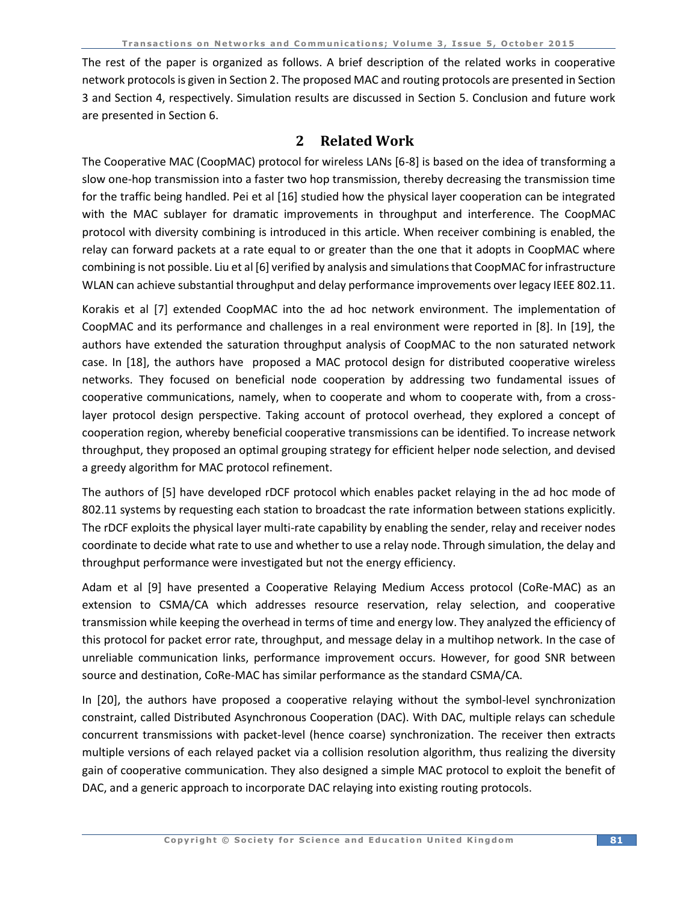The rest of the paper is organized as follows. A brief description of the related works in cooperative network protocols is given in Section 2. The proposed MAC and routing protocols are presented in Section 3 and Section 4, respectively. Simulation results are discussed in Section 5. Conclusion and future work are presented in Section 6.

## 2 Related Work

The Cooperative MAC (CoopMAC) protocol for wireless LANs [6-8] is based on the idea of transforming a slow one-hop transmission into a faster two hop transmission, thereby decreasing the transmission time for the traffic being handled. Pei et al [16] studied how the physical layer cooperation can be integrated with the MAC sublayer for dramatic improvements in throughput and interference. The CoopMAC protocol with diversity combining is introduced in this article. When receiver combining is enabled, the relay can forward packets at a rate equal to or greater than the one that it adopts in CoopMAC where combining is not possible. Liu et al [6] verified by analysis and simulations that CoopMAC for infrastructure WLAN can achieve substantial throughput and delay performance improvements over legacy IEEE 802.11.

Korakis et al [7] extended CoopMAC into the ad hoc network environment. The implementation of CoopMAC and its performance and challenges in a real environment were reported in [8]. In [19], the authors have extended the saturation throughput analysis of CoopMAC to the non saturated network case. In [18], the authors have proposed a MAC protocol design for distributed cooperative wireless networks. They focused on beneficial node cooperation by addressing two fundamental issues of cooperative communications, namely, when to cooperate and whom to cooperate with, from a cross-layer protocol design perspective. Taking account of protocol overhead, they explored a concept of cooperation region, whereby beneficial cooperative transmissions can be identified. To increase network throughput, they proposed an optimal grouping strategy for efficient helper node selection, and devised a greedy algorithm for MAC protocol refinement.

The authors of [5] have developed rDCF protocol which enables packet relaying in the ad hoc mode of 802.11 systems by requesting each station to broadcast the rate information between stations explicitly. The rDCF exploits the physical layer multi-rate capability by enabling the sender, relay and receiver nodes coordinate to decide what rate to use and whether to use a relay node. Through simulation, the delay and throughput performance were investigated but not the energy efficiency.

Adam et al [9] have presented a Cooperative Relaying Medium Access protocol (CoRe-MAC) as an extension to CSMA/CA which addresses resource reservation, relay selection, and cooperative transmission while keeping the overhead in terms of time and energy low. They analyzed the efficiency of this protocol for packet error rate, throughput, and message delay in a multihop network. In the case of unreliable communication links, performance improvement occurs. However, for good SNR between source and destination, CoRe-MAC has similar performance as the standard CSMA/CA.

In [20], the authors have proposed a cooperative relaying without the symbol-level synchronization constraint, called Distributed Asynchronous Cooperation (DAC). With DAC, multiple relays can schedule concurrent transmissions with packet-level (hence coarse) synchronization. The receiver then extracts multiple versions of each relayed packet via a collision resolution algorithm, thus realizing the diversity gain of cooperative communication. They also designed a simple MAC protocol to exploit the benefit of DAC, and a generic approach to incorporate DAC relaying into existing routing protocols.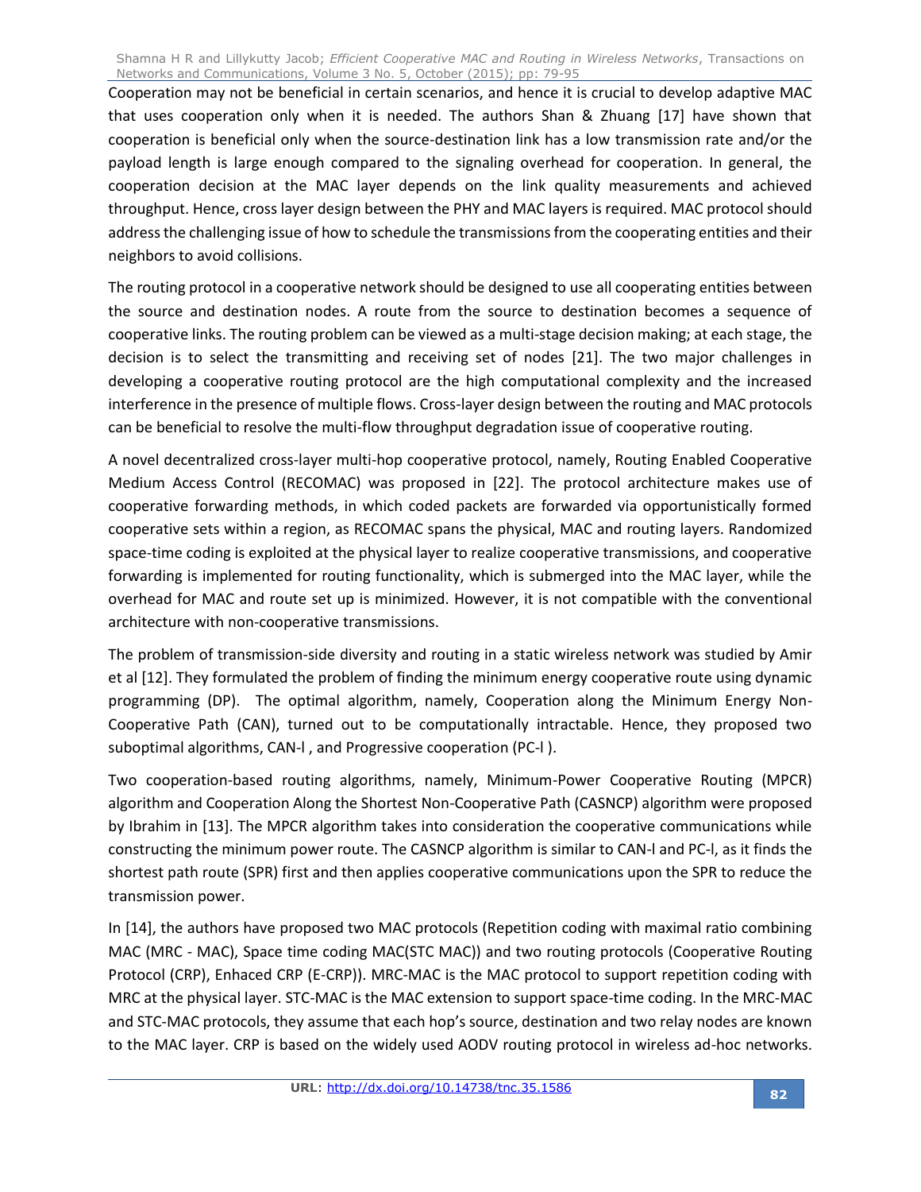Cooperation may not be beneficial in certain scenarios, and hence it is crucial to develop adaptive MAC that uses cooperation only when it is needed. The authors Shan & Zhuang [17] have shown that cooperation is beneficial only when the source-destination link has a low transmission rate and/or the payload length is large enough compared to the signaling overhead for cooperation. In general, the cooperation decision at the MAC layer depends on the link quality measurements and achieved throughput. Hence, cross layer design between the PHY and MAC layers is required. MAC protocol should address the challenging issue of how to schedule the transmissions from the cooperating entities and their neighbors to avoid collisions.

The routing protocol in a cooperative network should be designed to use all cooperating entities between the source and destination nodes. A route from the source to destination becomes a sequence of cooperative links. The routing problem can be viewed as a multi-stage decision making; at each stage, the decision is to select the transmitting and receiving set of nodes [21]. The two major challenges in developing a cooperative routing protocol are the high computational complexity and the increased interference in the presence of multiple flows. Cross-layer design between the routing and MAC protocols can be beneficial to resolve the multi-flow throughput degradation issue of cooperative routing.

A novel decentralized cross-layer multi-hop cooperative protocol, namely, Routing Enabled Cooperative Medium Access Control (RECOMAC) was proposed in [22]. The protocol architecture makes use of cooperative forwarding methods, in which coded packets are forwarded via opportunistically formed cooperative sets within a region, as RECOMAC spans the physical, MAC and routing layers. Randomized space-time coding is exploited at the physical layer to realize cooperative transmissions, and cooperative forwarding is implemented for routing functionality, which is submerged into the MAC layer, while the overhead for MAC and route set up is minimized. However, it is not compatible with the conventional architecture with non-cooperative transmissions.

The problem of transmission-side diversity and routing in a static wireless network was studied by Amir et al [12]. They formulated the problem of finding the minimum energy cooperative route using dynamic programming (DP). The optimal algorithm, namely, Cooperation along the Minimum Energy Non-Cooperative Path (CAN), turned out to be computationally intractable. Hence, they proposed two suboptimal algorithms, CAN-l , and Progressive cooperation (PC-l ).

Two cooperation-based routing algorithms, namely, Minimum-Power Cooperative Routing (MPCR) algorithm and Cooperation Along the Shortest Non-Cooperative Path (CASNCP) algorithm were proposed by Ibrahim in [13]. The MPCR algorithm takes into consideration the cooperative communications while constructing the minimum power route. The CASNCP algorithm is similar to CAN-l and PC-l, as it finds the shortest path route (SPR) first and then applies cooperative communications upon the SPR to reduce the transmission power.

In [14], the authors have proposed two MAC protocols (Repetition coding with maximal ratio combining MAC (MRC - MAC), Space time coding MAC(STC MAC)) and two routing protocols (Cooperative Routing Protocol (CRP), Enhaced CRP (E-CRP)). MRC-MAC is the MAC protocol to support repetition coding with MRC at the physical layer. STC-MAC is the MAC extension to support space-time coding. In the MRC-MAC and STC-MAC protocols, they assume that each hop's source, destination and two relay nodes are known to the MAC layer. CRP is based on the widely used AODV routing protocol in wireless ad-hoc networks.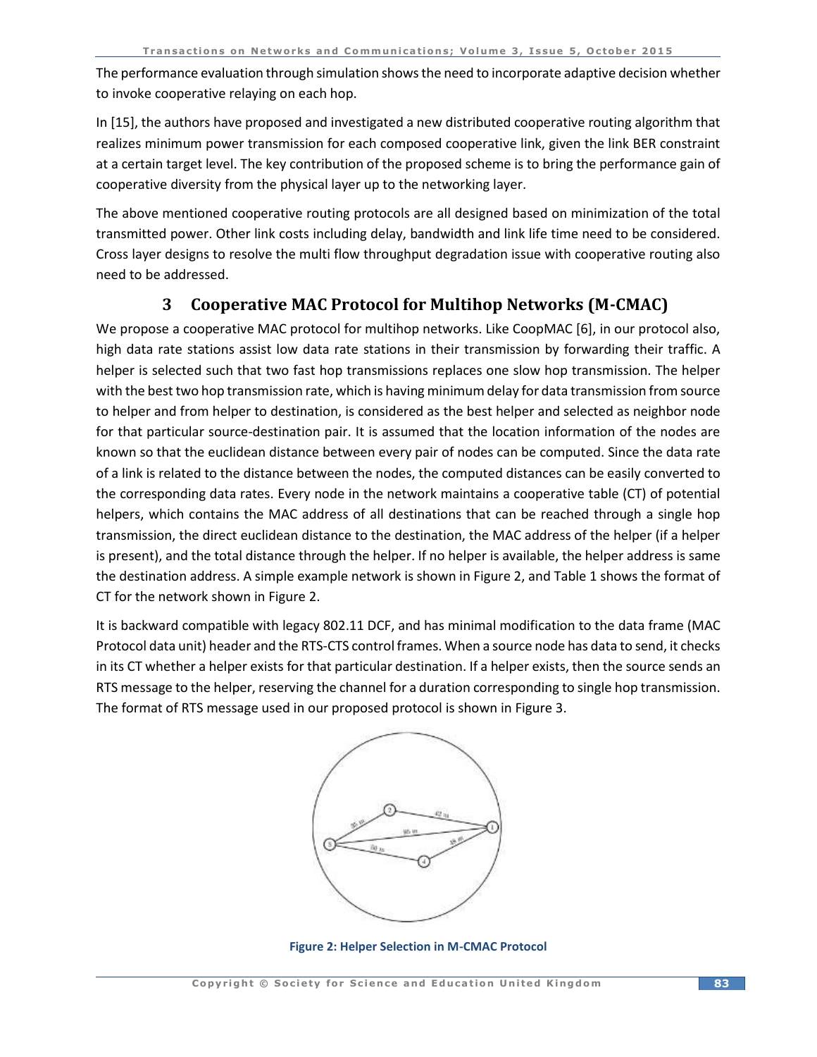The performance evaluation through simulation shows the need to incorporate adaptive decision whether to invoke cooperative relaying on each hop.

In [15], the authors have proposed and investigated a new distributed cooperative routing algorithm that realizes minimum power transmission for each composed cooperative link, given the link BER constraint at a certain target level. The key contribution of the proposed scheme is to bring the performance gain of cooperative diversity from the physical layer up to the networking layer.

The above mentioned cooperative routing protocols are all designed based on minimization of the total transmitted power. Other link costs including delay, bandwidth and link life time need to be considered. Cross layer designs to resolve the multi flow throughput degradation issue with cooperative routing also need to be addressed.

## 3 Cooperative MAC Protocol for Multihop Networks (M-CMAC)

We propose a cooperative MAC protocol for multihop networks. Like CoopMAC [6], in our protocol also, high data rate stations assist low data rate stations in their transmission by forwarding their traffic. A helper is selected such that two fast hop transmissions replaces one slow hop transmission. The helper with the best two hop transmission rate, which is having minimum delay for data transmission from source to helper and from helper to destination, is considered as the best helper and selected as neighbor node for that particular source-destination pair. It is assumed that the location information of the nodes are known so that the euclidean distance between every pair of nodes can be computed. Since the data rate of a link is related to the distance between the nodes, the computed distances can be easily converted to the corresponding data rates. Every node in the network maintains a cooperative table (CT) of potential helpers, which contains the MAC address of all destinations that can be reached through a single hop transmission, the direct euclidean distance to the destination, the MAC address of the helper (if a helper is present), and the total distance through the helper. If no helper is available, the helper address is same the destination address. A simple example network is shown in Figure 2, and Table 1 shows the format of CT for the network shown in Figure 2.

It is backward compatible with legacy 802.11 DCF, and has minimal modification to the data frame (MAC Protocol data unit) header and the RTS-CTS control frames. When a source node has data to send, it checks in its CT whether a helper exists for that particular destination. If a helper exists, then the source sends an RTS message to the helper, reserving the channel for a duration corresponding to single hop transmission. The format of RTS message used in our proposed protocol is shown in Figure 3.

**Figure 2: Helper Selection in M-CMAC Protocol**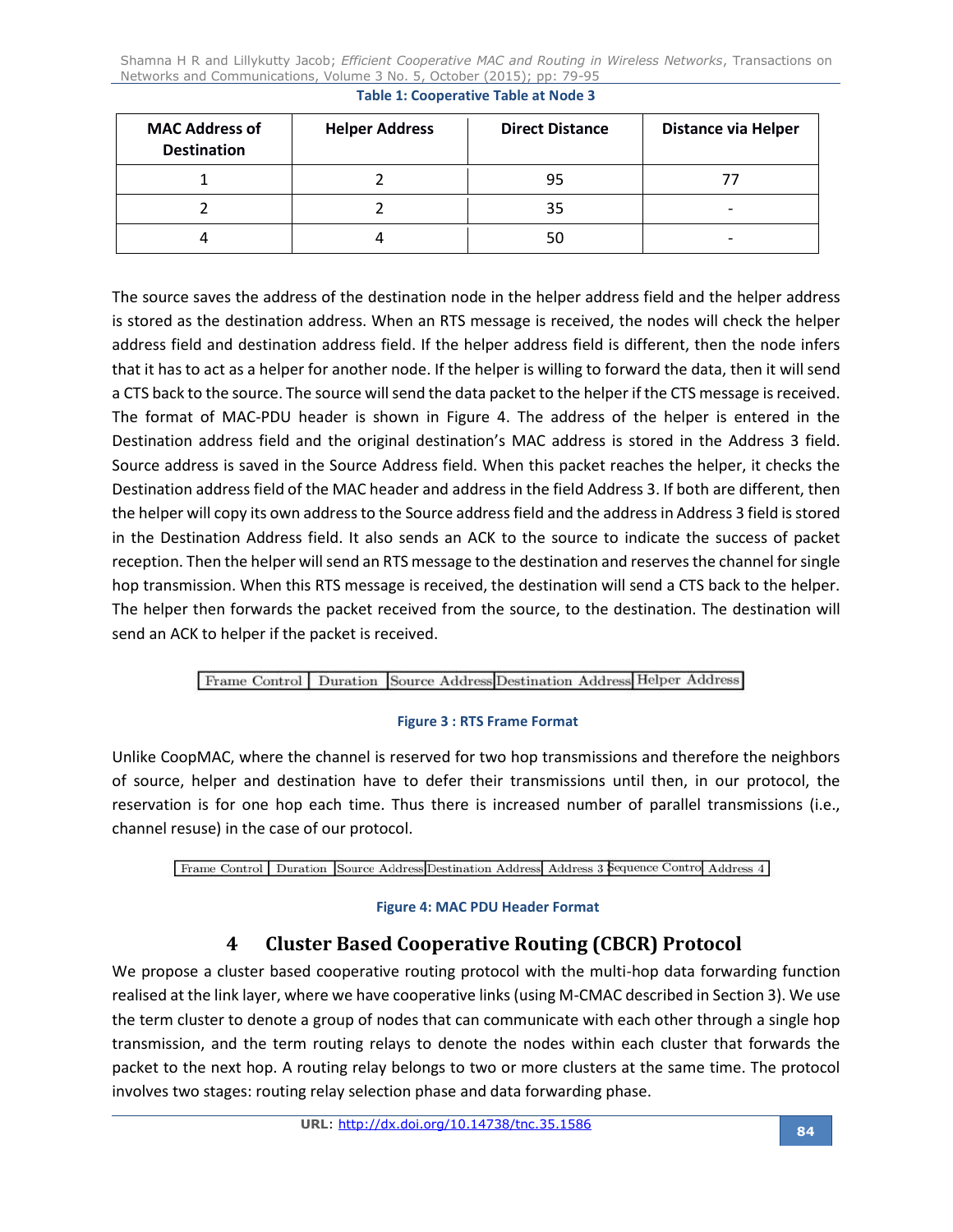Table 1: Cooperative Table at Node 3

| MAC Address of Destination | Helper Address | Direct Distance | Distance via Helper |
|---|---|---|---|
| 1 | 2 | 95 | 77 |
| 2 | 2 | 35 | - |
| 4 | 4 | 50 | - |

The source saves the address of the destination node in the helper address field and the helper address is stored as the destination address. When an RTS message is received, the nodes will check the helper address field and destination address field. If the helper address field is different, then the node infers that it has to act as a helper for another node. If the helper is willing to forward the data, then it will send a CTS back to the source. The source will send the data packet to the helper if the CTS message is received. The format of MAC-PDU header is shown in Figure 4. The address of the helper is entered in the Destination address field and the original destination's MAC address is stored in the Address 3 field. Source address is saved in the Source Address field. When this packet reaches the helper, it checks the Destination address field of the MAC header and address in the field Address 3. If both are different, then the helper will copy its own address to the Source address field and the address in Address 3 field is stored in the Destination Address field. It also sends an ACK to the source to indicate the success of packet reception. Then the helper will send an RTS message to the destination and reserves the channel for single hop transmission. When this RTS message is received, the destination will send a CTS back to the helper. The helper then forwards the packet received from the source, to the destination. The destination will send an ACK to helper if the packet is received.

| Frame Control | Duration | Source Address | Destination Address | Helper Address |
|---|---|---|---|---|

Figure 3 : RTS Frame Format

Unlike CoopMAC, where the channel is reserved for two hop transmissions and therefore the neighbors of source, helper and destination have to defer their transmissions until then, in our protocol, the reservation is for one hop each time. Thus there is increased number of parallel transmissions (i.e., channel resuse) in the case of our protocol.

| Frame Control | Duration | Source Address | Destination Address | Address 3 | Sequence Contro | Address 4 |
|---|---|---|---|---|---|---|

Figure 4: MAC PDU Header Format

# 4 Cluster Based Cooperative Routing (CBCR) Protocol

We propose a cluster based cooperative routing protocol with the multi-hop data forwarding function realised at the link layer, where we have cooperative links (using M-CMAC described in Section 3). We use the term cluster to denote a group of nodes that can communicate with each other through a single hop transmission, and the term routing relays to denote the nodes within each cluster that forwards the packet to the next hop. A routing relay belongs to two or more clusters at the same time. The protocol involves two stages: routing relay selection phase and data forwarding phase.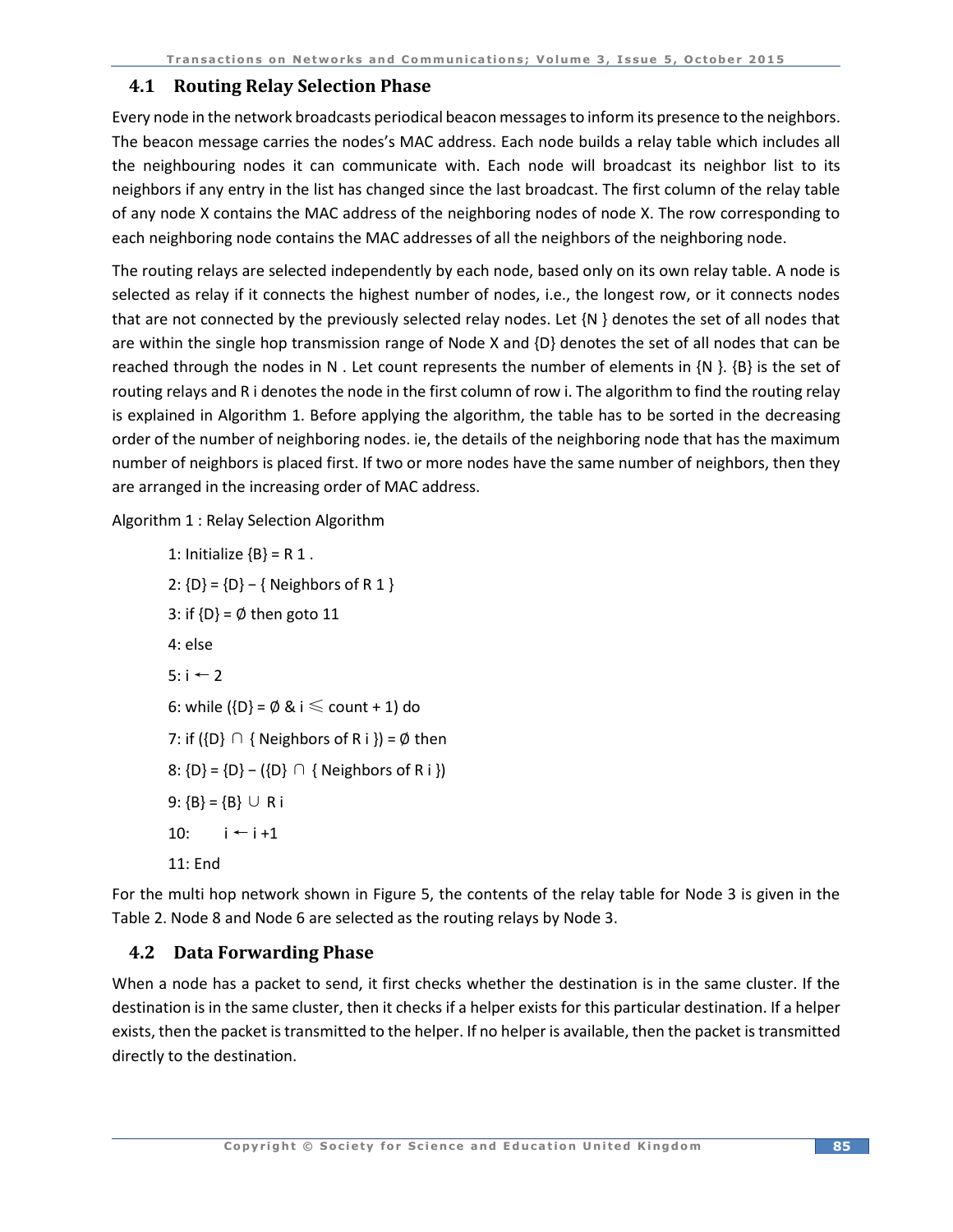## 4.1 Routing Relay Selection Phase

Every node in the network broadcasts periodical beacon messages to inform its presence to the neighbors. The beacon message carries the nodes's MAC address. Each node builds a relay table which includes all the neighbouring nodes it can communicate with. Each node will broadcast its neighbor list to its neighbors if any entry in the list has changed since the last broadcast. The first column of the relay table of any node X contains the MAC address of the neighboring nodes of node X. The row corresponding to each neighboring node contains the MAC addresses of all the neighbors of the neighboring node.

The routing relays are selected independently by each node, based only on its own relay table. A node is selected as relay if it connects the highest number of nodes, i.e., the longest row, or it connects nodes that are not connected by the previously selected relay nodes. Let {N } denotes the set of all nodes that are within the single hop transmission range of Node X and {D} denotes the set of all nodes that can be reached through the nodes in N . Let count represents the number of elements in {N }. {B} is the set of routing relays and R i denotes the node in the first column of row i. The algorithm to find the routing relay is explained in Algorithm 1. Before applying the algorithm, the table has to be sorted in the decreasing order of the number of neighboring nodes. ie, the details of the neighboring node that has the maximum number of neighbors is placed first. If two or more nodes have the same number of neighbors, then they are arranged in the increasing order of MAC address.

Algorithm 1 : Relay Selection Algorithm

```
1: Initialize {B} = R 1 .
2: {D} = {D} − { Neighbors of R 1 }
3: if {D} = ∅ then goto 11
4: else
5: i ← 2
6: while ({D} = ∅ & i ⩽ count + 1) do
7: if ({D} ∩ { Neighbors of R i }) = ∅ then
8: {D} = {D} − ({D} ∩ { Neighbors of R i })
9: {B} = {B} ∪ R i
10:     i ← i +1
11: End
```

For the multi hop network shown in Figure 5, the contents of the relay table for Node 3 is given in the Table 2. Node 8 and Node 6 are selected as the routing relays by Node 3.

## 4.2 Data Forwarding Phase

When a node has a packet to send, it first checks whether the destination is in the same cluster. If the destination is in the same cluster, then it checks if a helper exists for this particular destination. If a helper exists, then the packet is transmitted to the helper. If no helper is available, then the packet is transmitted directly to the destination.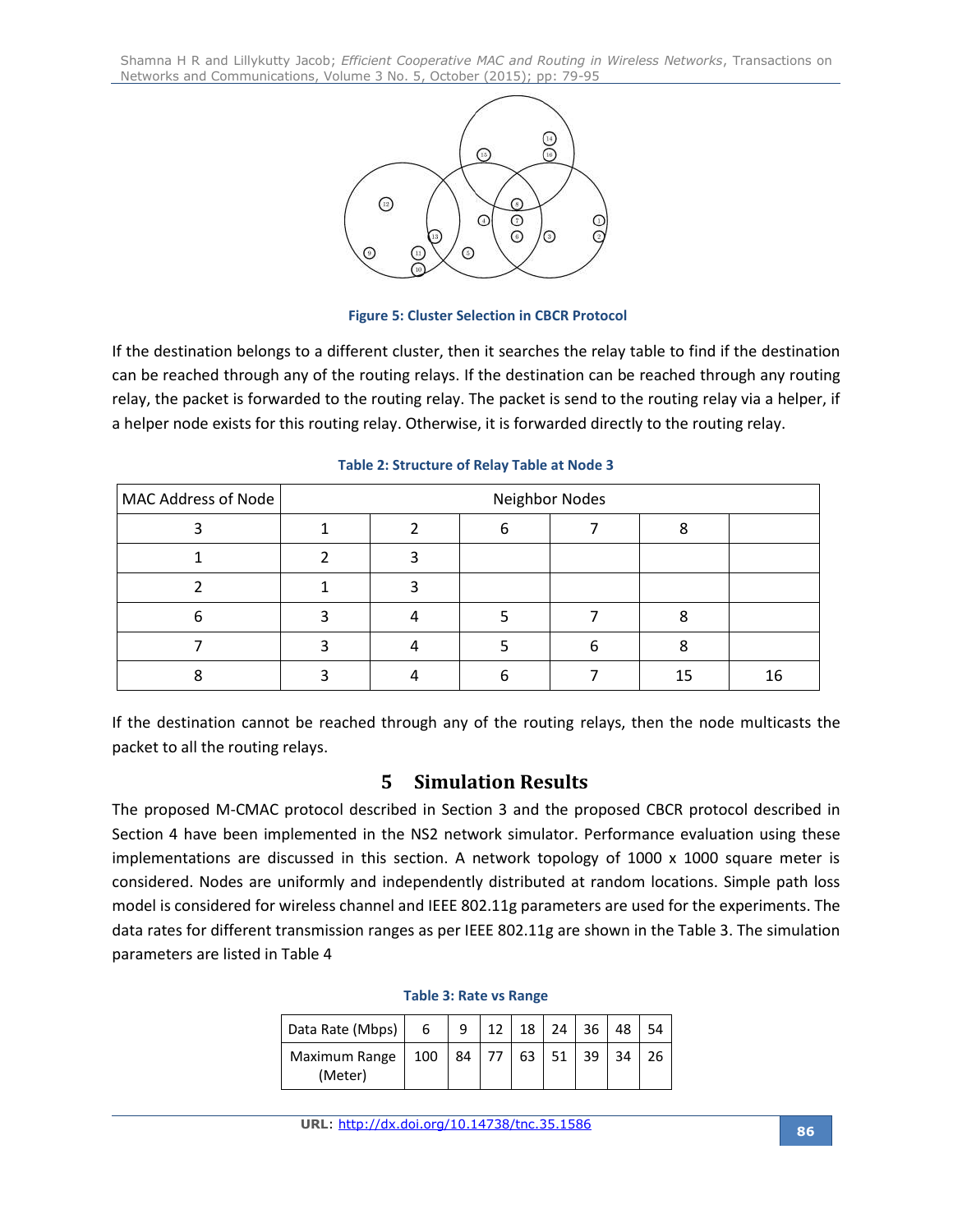Figure 5: Cluster Selection in CBCR Protocol

If the destination belongs to a different cluster, then it searches the relay table to find if the destination can be reached through any of the routing relays. If the destination can be reached through any routing relay, the packet is forwarded to the routing relay. The packet is send to the routing relay via a helper, if a helper node exists for this routing relay. Otherwise, it is forwarded directly to the routing relay.

Table 2: Structure of Relay Table at Node 3

| MAC Address of Node | Neighbor Nodes | | | | | |
|---|---|---|---|---|---|---|
| 3 | 1 | 2 | 6 | 7 | 8 | |
| 1 | 2 | 3 | | | | |
| 2 | 1 | 3 | | | | |
| 6 | 3 | 4 | 5 | 7 | 8 | |
| 7 | 3 | 4 | 5 | 6 | 8 | |
| 8 | 3 | 4 | 6 | 7 | 15 | 16 |

If the destination cannot be reached through any of the routing relays, then the node multicasts the packet to all the routing relays.

## 5 Simulation Results

The proposed M-CMAC protocol described in Section 3 and the proposed CBCR protocol described in Section 4 have been implemented in the NS2 network simulator. Performance evaluation using these implementations are discussed in this section. A network topology of 1000 x 1000 square meter is considered. Nodes are uniformly and independently distributed at random locations. Simple path loss model is considered for wireless channel and IEEE 802.11g parameters are used for the experiments. The data rates for different transmission ranges as per IEEE 802.11g are shown in the Table 3. The simulation parameters are listed in Table 4

Table 3: Rate vs Range

| Data Rate (Mbps) | 6 | 9 | 12 | 18 | 24 | 36 | 48 | 54 |
|---|---|---|---|---|---|---|---|---|
| Maximum Range (Meter) | 100 | 84 | 77 | 63 | 51 | 39 | 34 | 26 |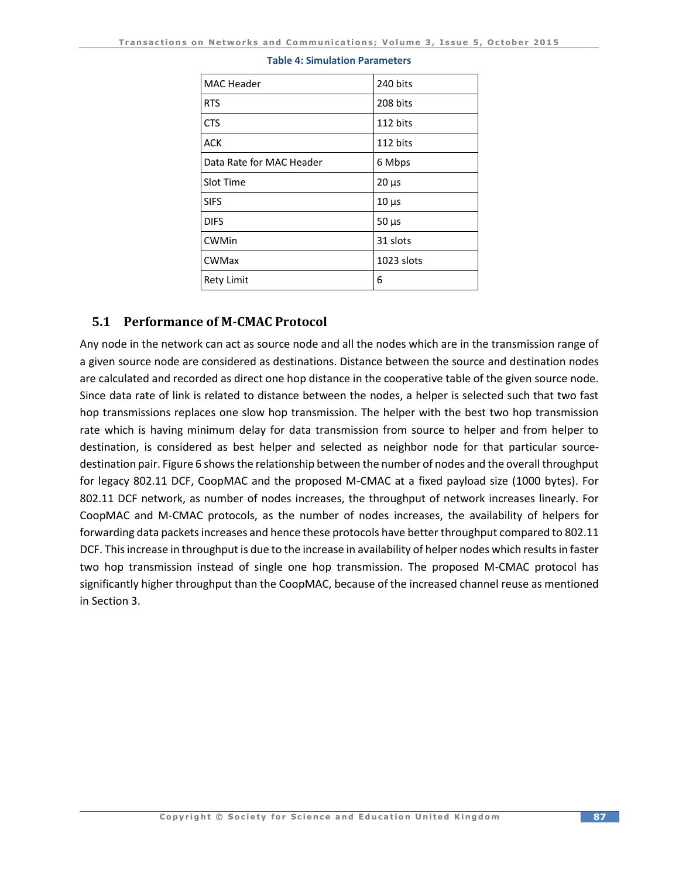Table 4: Simulation Parameters

| | |
|---|---|
| MAC Header | 240 bits |
| RTS | 208 bits |
| CTS | 112 bits |
| ACK | 112 bits |
| Data Rate for MAC Header | 6 Mbps |
| Slot Time | 20 µs |
| SIFS | 10 µs |
| DIFS | 50 µs |
| CWMin | 31 slots |
| CWMax | 1023 slots |
| Rety Limit | 6 |

### 5.1 Performance of M-CMAC Protocol

Any node in the network can act as source node and all the nodes which are in the transmission range of a given source node are considered as destinations. Distance between the source and destination nodes are calculated and recorded as direct one hop distance in the cooperative table of the given source node. Since data rate of link is related to distance between the nodes, a helper is selected such that two fast hop transmissions replaces one slow hop transmission. The helper with the best two hop transmission rate which is having minimum delay for data transmission from source to helper and from helper to destination, is considered as best helper and selected as neighbor node for that particular source-destination pair. Figure 6 shows the relationship between the number of nodes and the overall throughput for legacy 802.11 DCF, CoopMAC and the proposed M-CMAC at a fixed payload size (1000 bytes). For 802.11 DCF network, as number of nodes increases, the throughput of network increases linearly. For CoopMAC and M-CMAC protocols, as the number of nodes increases, the availability of helpers for forwarding data packets increases and hence these protocols have better throughput compared to 802.11 DCF. This increase in throughput is due to the increase in availability of helper nodes which results in faster two hop transmission instead of single one hop transmission. The proposed M-CMAC protocol has significantly higher throughput than the CoopMAC, because of the increased channel reuse as mentioned in Section 3.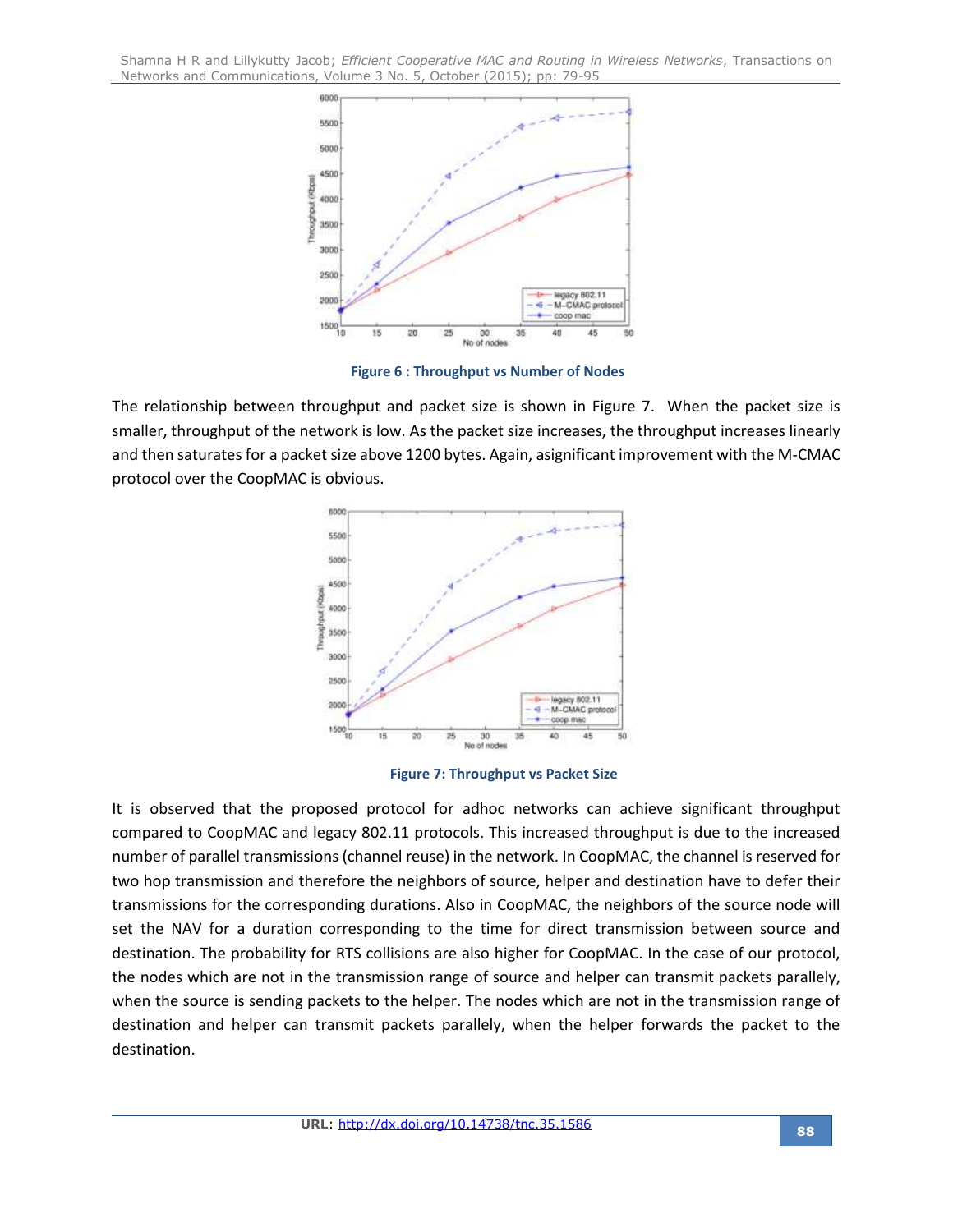Figure 6 : Throughput vs Number of Nodes

The relationship between throughput and packet size is shown in Figure 7. When the packet size is smaller, throughput of the network is low. As the packet size increases, the throughput increases linearly and then saturates for a packet size above 1200 bytes. Again, asignificant improvement with the M-CMAC protocol over the CoopMAC is obvious.

Figure 7: Throughput vs Packet Size

It is observed that the proposed protocol for adhoc networks can achieve significant throughput compared to CoopMAC and legacy 802.11 protocols. This increased throughput is due to the increased number of parallel transmissions (channel reuse) in the network. In CoopMAC, the channel is reserved for two hop transmission and therefore the neighbors of source, helper and destination have to defer their transmissions for the corresponding durations. Also in CoopMAC, the neighbors of the source node will set the NAV for a duration corresponding to the time for direct transmission between source and destination. The probability for RTS collisions are also higher for CoopMAC. In the case of our protocol, the nodes which are not in the transmission range of source and helper can transmit packets parallely, when the source is sending packets to the helper. The nodes which are not in the transmission range of destination and helper can transmit packets parallely, when the helper forwards the packet to the destination.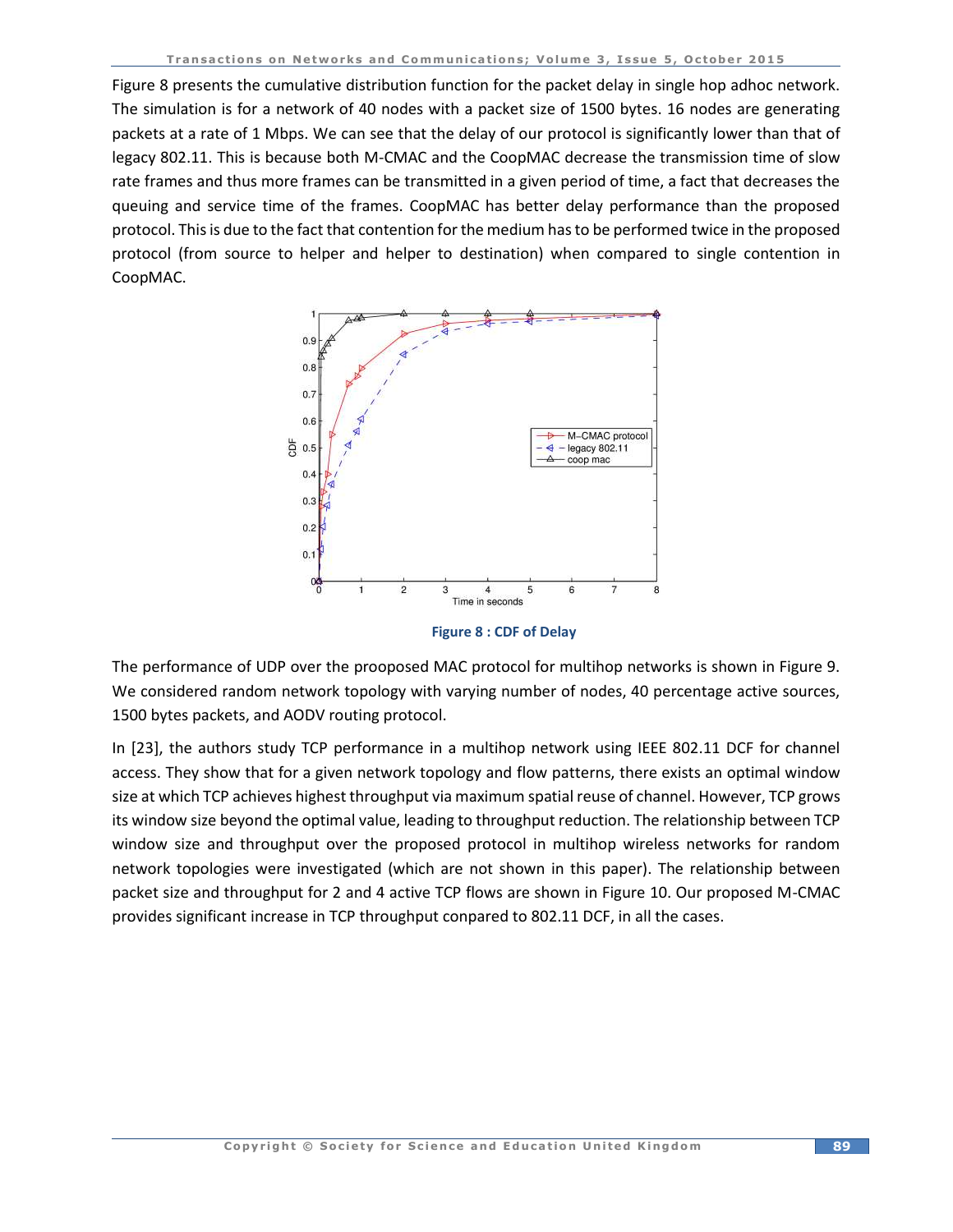Figure 8 presents the cumulative distribution function for the packet delay in single hop adhoc network. The simulation is for a network of 40 nodes with a packet size of 1500 bytes. 16 nodes are generating packets at a rate of 1 Mbps. We can see that the delay of our protocol is significantly lower than that of legacy 802.11. This is because both M-CMAC and the CoopMAC decrease the transmission time of slow rate frames and thus more frames can be transmitted in a given period of time, a fact that decreases the queuing and service time of the frames. CoopMAC has better delay performance than the proposed protocol. This is due to the fact that contention for the medium has to be performed twice in the proposed protocol (from source to helper and helper to destination) when compared to single contention in CoopMAC.

**Figure 8 : CDF of Delay**

The performance of UDP over the prooposed MAC protocol for multihop networks is shown in Figure 9. We considered random network topology with varying number of nodes, 40 percentage active sources, 1500 bytes packets, and AODV routing protocol.

In [23], the authors study TCP performance in a multihop network using IEEE 802.11 DCF for channel access. They show that for a given network topology and flow patterns, there exists an optimal window size at which TCP achieves highest throughput via maximum spatial reuse of channel. However, TCP grows its window size beyond the optimal value, leading to throughput reduction. The relationship between TCP window size and throughput over the proposed protocol in multihop wireless networks for random network topologies were investigated (which are not shown in this paper). The relationship between packet size and throughput for 2 and 4 active TCP flows are shown in Figure 10. Our proposed M-CMAC provides significant increase in TCP throughput conpared to 802.11 DCF, in all the cases.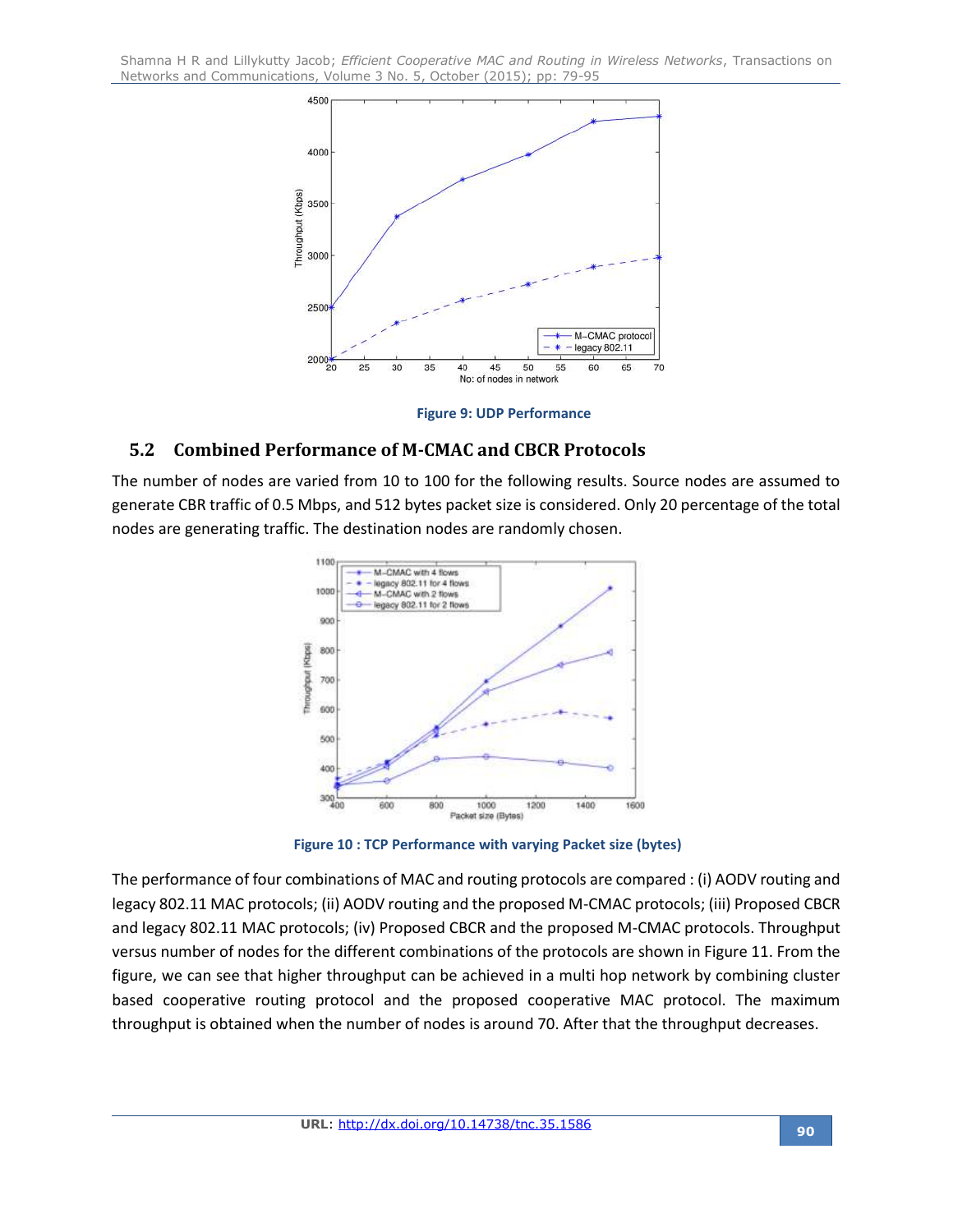Figure 9: UDP Performance

## 5.2 Combined Performance of M-CMAC and CBCR Protocols

The number of nodes are varied from 10 to 100 for the following results. Source nodes are assumed to generate CBR traffic of 0.5 Mbps, and 512 bytes packet size is considered. Only 20 percentage of the total nodes are generating traffic. The destination nodes are randomly chosen.

Figure 10 : TCP Performance with varying Packet size (bytes)

The performance of four combinations of MAC and routing protocols are compared : (i) AODV routing and legacy 802.11 MAC protocols; (ii) AODV routing and the proposed M-CMAC protocols; (iii) Proposed CBCR and legacy 802.11 MAC protocols; (iv) Proposed CBCR and the proposed M-CMAC protocols. Throughput versus number of nodes for the different combinations of the protocols are shown in Figure 11. From the figure, we can see that higher throughput can be achieved in a multi hop network by combining cluster based cooperative routing protocol and the proposed cooperative MAC protocol. The maximum throughput is obtained when the number of nodes is around 70. After that the throughput decreases.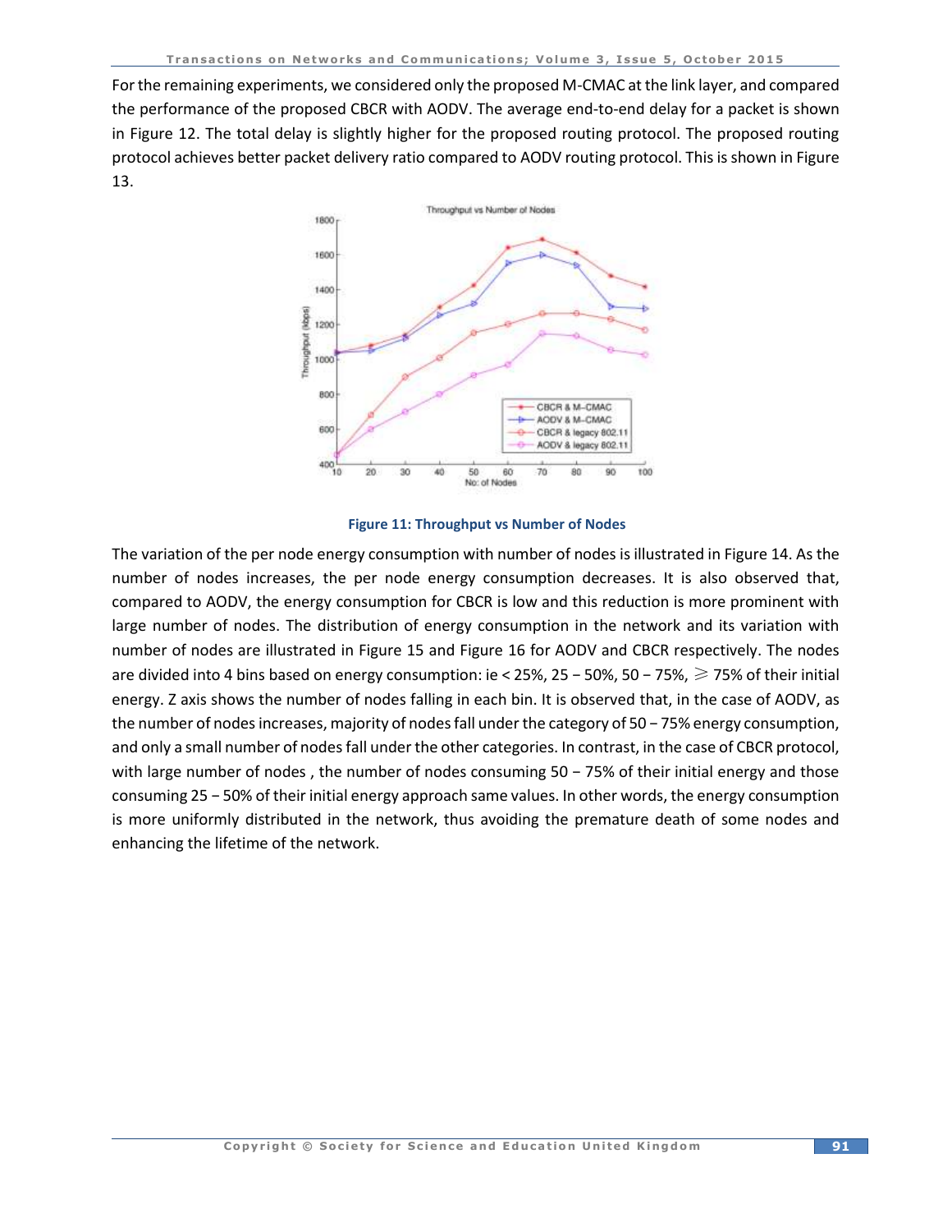For the remaining experiments, we considered only the proposed M-CMAC at the link layer, and compared the performance of the proposed CBCR with AODV. The average end-to-end delay for a packet is shown in Figure 12. The total delay is slightly higher for the proposed routing protocol. The proposed routing protocol achieves better packet delivery ratio compared to AODV routing protocol. This is shown in Figure 13.

**Figure 11: Throughput vs Number of Nodes**

The variation of the per node energy consumption with number of nodes is illustrated in Figure 14. As the number of nodes increases, the per node energy consumption decreases. It is also observed that, compared to AODV, the energy consumption for CBCR is low and this reduction is more prominent with large number of nodes. The distribution of energy consumption in the network and its variation with number of nodes are illustrated in Figure 15 and Figure 16 for AODV and CBCR respectively. The nodes are divided into 4 bins based on energy consumption: ie < 25%, 25 − 50%, 50 − 75%, ⩾ 75% of their initial energy. Z axis shows the number of nodes falling in each bin. It is observed that, in the case of AODV, as the number of nodes increases, majority of nodes fall under the category of 50 − 75% energy consumption, and only a small number of nodes fall under the other categories. In contrast, in the case of CBCR protocol, with large number of nodes , the number of nodes consuming 50 − 75% of their initial energy and those consuming 25 − 50% of their initial energy approach same values. In other words, the energy consumption is more uniformly distributed in the network, thus avoiding the premature death of some nodes and enhancing the lifetime of the network.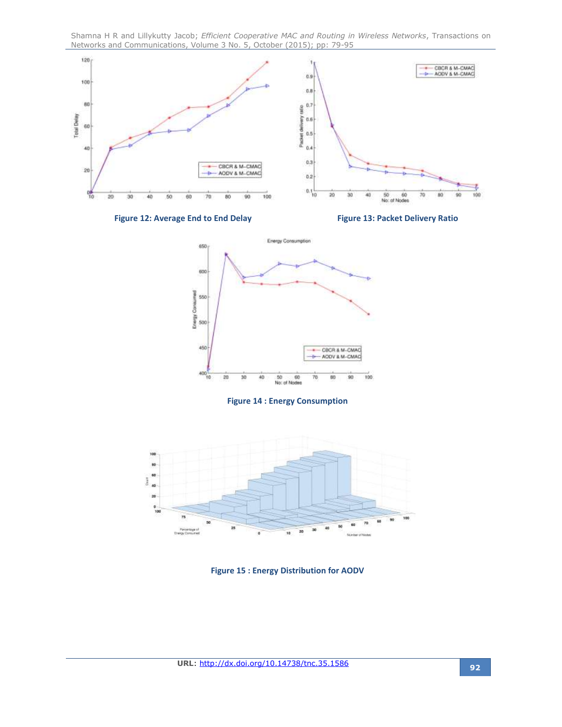Figure 12: Average End to End Delay

Figure 13: Packet Delivery Ratio

Figure 14 : Energy Consumption

Figure 15 : Energy Distribution for AODV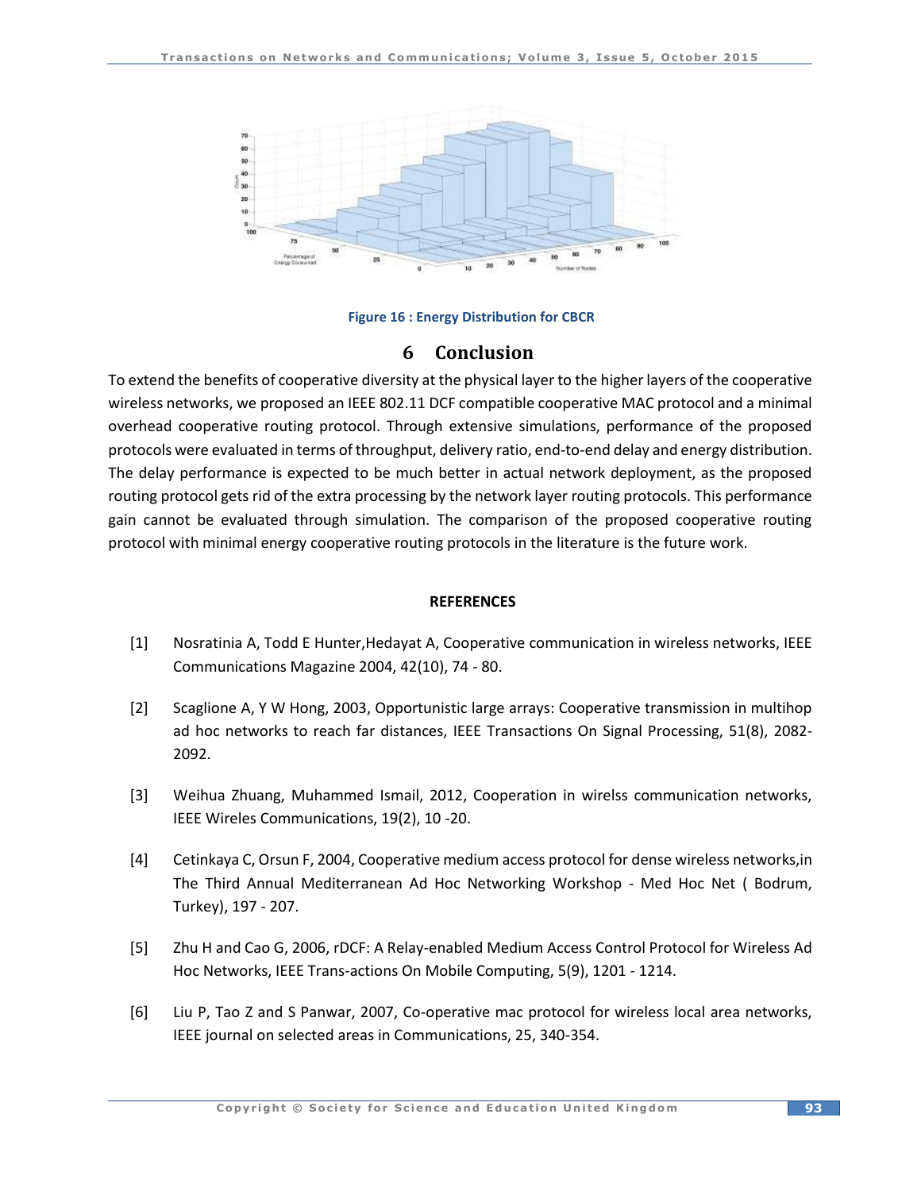Figure 16 : Energy Distribution for CBCR

# 6 Conclusion

To extend the benefits of cooperative diversity at the physical layer to the higher layers of the cooperative wireless networks, we proposed an IEEE 802.11 DCF compatible cooperative MAC protocol and a minimal overhead cooperative routing protocol. Through extensive simulations, performance of the proposed protocols were evaluated in terms of throughput, delivery ratio, end-to-end delay and energy distribution. The delay performance is expected to be much better in actual network deployment, as the proposed routing protocol gets rid of the extra processing by the network layer routing protocols. This performance gain cannot be evaluated through simulation. The comparison of the proposed cooperative routing protocol with minimal energy cooperative routing protocols in the literature is the future work.

**REFERENCES**

[1] Nosratinia A, Todd E Hunter,Hedayat A, Cooperative communication in wireless networks, IEEE Communications Magazine 2004, 42(10), 74 - 80.

[2] Scaglione A, Y W Hong, 2003, Opportunistic large arrays: Cooperative transmission in multihop ad hoc networks to reach far distances, IEEE Transactions On Signal Processing, 51(8), 2082-2092.

[3] Weihua Zhuang, Muhammed Ismail, 2012, Cooperation in wirelss communication networks, IEEE Wireles Communications, 19(2), 10 -20.

[4] Cetinkaya C, Orsun F, 2004, Cooperative medium access protocol for dense wireless networks,in The Third Annual Mediterranean Ad Hoc Networking Workshop - Med Hoc Net ( Bodrum, Turkey), 197 - 207.

[5] Zhu H and Cao G, 2006, rDCF: A Relay-enabled Medium Access Control Protocol for Wireless Ad Hoc Networks, IEEE Trans-actions On Mobile Computing, 5(9), 1201 - 1214.

[6] Liu P, Tao Z and S Panwar, 2007, Co-operative mac protocol for wireless local area networks, IEEE journal on selected areas in Communications, 25, 340-354.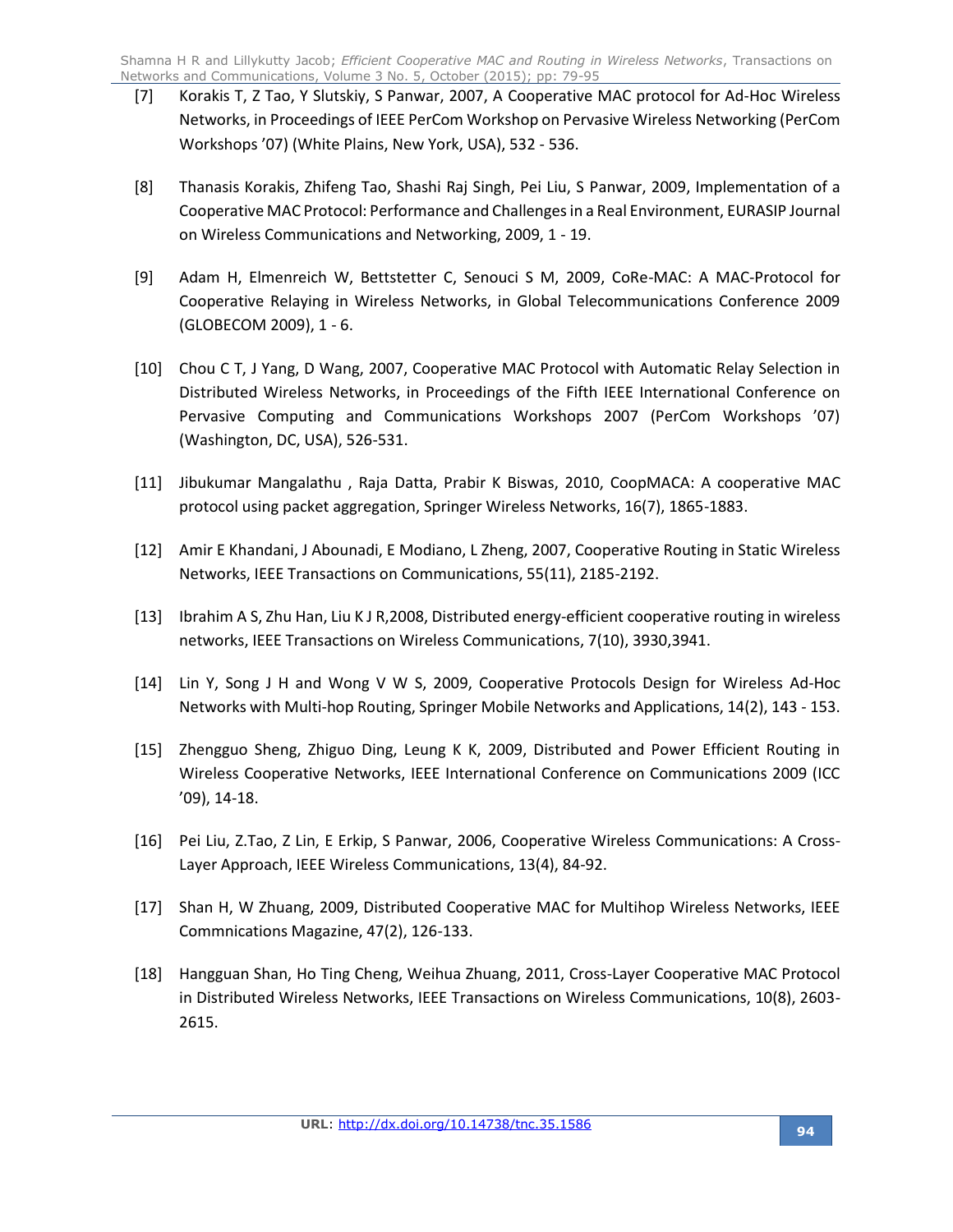[7] Korakis T, Z Tao, Y Slutskiy, S Panwar, 2007, A Cooperative MAC protocol for Ad-Hoc Wireless Networks, in Proceedings of IEEE PerCom Workshop on Pervasive Wireless Networking (PerCom Workshops '07) (White Plains, New York, USA), 532 - 536.

[8] Thanasis Korakis, Zhifeng Tao, Shashi Raj Singh, Pei Liu, S Panwar, 2009, Implementation of a Cooperative MAC Protocol: Performance and Challenges in a Real Environment, EURASIP Journal on Wireless Communications and Networking, 2009, 1 - 19.

[9] Adam H, Elmenreich W, Bettstetter C, Senouci S M, 2009, CoRe-MAC: A MAC-Protocol for Cooperative Relaying in Wireless Networks, in Global Telecommunications Conference 2009 (GLOBECOM 2009), 1 - 6.

[10] Chou C T, J Yang, D Wang, 2007, Cooperative MAC Protocol with Automatic Relay Selection in Distributed Wireless Networks, in Proceedings of the Fifth IEEE International Conference on Pervasive Computing and Communications Workshops 2007 (PerCom Workshops '07) (Washington, DC, USA), 526-531.

[11] Jibukumar Mangalathu , Raja Datta, Prabir K Biswas, 2010, CoopMACA: A cooperative MAC protocol using packet aggregation, Springer Wireless Networks, 16(7), 1865-1883.

[12] Amir E Khandani, J Abounadi, E Modiano, L Zheng, 2007, Cooperative Routing in Static Wireless Networks, IEEE Transactions on Communications, 55(11), 2185-2192.

[13] Ibrahim A S, Zhu Han, Liu K J R,2008, Distributed energy-efficient cooperative routing in wireless networks, IEEE Transactions on Wireless Communications, 7(10), 3930,3941.

[14] Lin Y, Song J H and Wong V W S, 2009, Cooperative Protocols Design for Wireless Ad-Hoc Networks with Multi-hop Routing, Springer Mobile Networks and Applications, 14(2), 143 - 153.

[15] Zhengguo Sheng, Zhiguo Ding, Leung K K, 2009, Distributed and Power Efficient Routing in Wireless Cooperative Networks, IEEE International Conference on Communications 2009 (ICC '09), 14-18.

[16] Pei Liu, Z.Tao, Z Lin, E Erkip, S Panwar, 2006, Cooperative Wireless Communications: A Cross-Layer Approach, IEEE Wireless Communications, 13(4), 84-92.

[17] Shan H, W Zhuang, 2009, Distributed Cooperative MAC for Multihop Wireless Networks, IEEE Commnications Magazine, 47(2), 126-133.

[18] Hangguan Shan, Ho Ting Cheng, Weihua Zhuang, 2011, Cross-Layer Cooperative MAC Protocol in Distributed Wireless Networks, IEEE Transactions on Wireless Communications, 10(8), 2603-2615.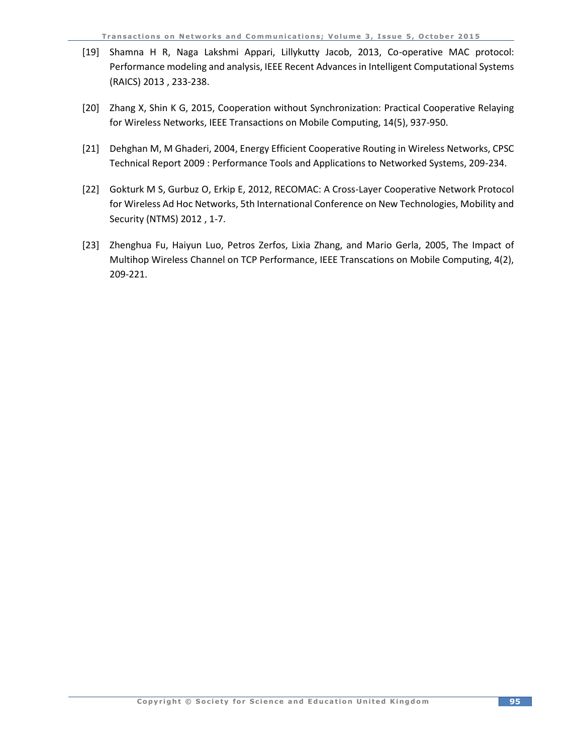[19] Shamna H R, Naga Lakshmi Appari, Lillykutty Jacob, 2013, Co-operative MAC protocol: Performance modeling and analysis, IEEE Recent Advances in Intelligent Computational Systems (RAICS) 2013 , 233-238.

[20] Zhang X, Shin K G, 2015, Cooperation without Synchronization: Practical Cooperative Relaying for Wireless Networks, IEEE Transactions on Mobile Computing, 14(5), 937-950.

[21] Dehghan M, M Ghaderi, 2004, Energy Efficient Cooperative Routing in Wireless Networks, CPSC Technical Report 2009 : Performance Tools and Applications to Networked Systems, 209-234.

[22] Gokturk M S, Gurbuz O, Erkip E, 2012, RECOMAC: A Cross-Layer Cooperative Network Protocol for Wireless Ad Hoc Networks, 5th International Conference on New Technologies, Mobility and Security (NTMS) 2012 , 1-7.

[23] Zhenghua Fu, Haiyun Luo, Petros Zerfos, Lixia Zhang, and Mario Gerla, 2005, The Impact of Multihop Wireless Channel on TCP Performance, IEEE Transcations on Mobile Computing, 4(2), 209-221.